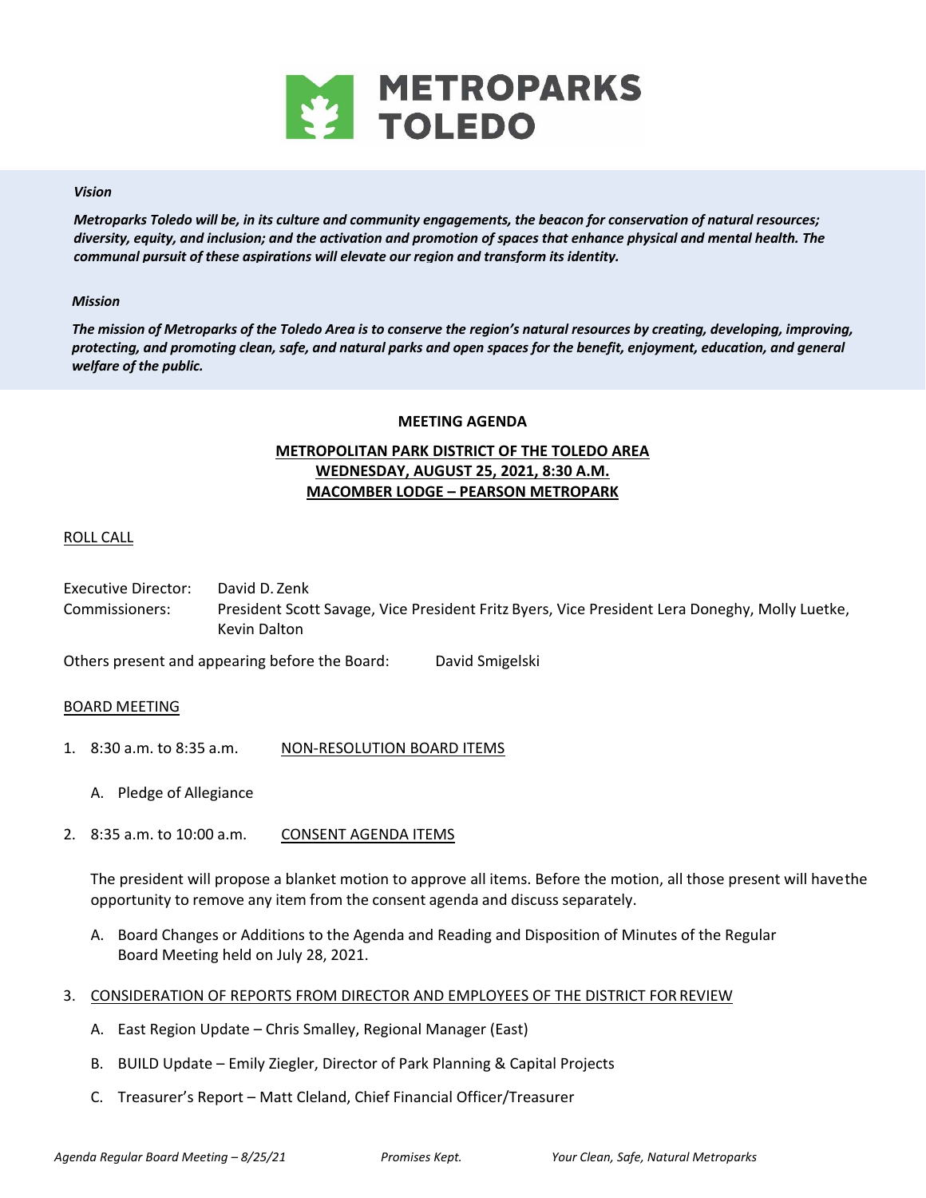# METROPARKS TOLEDO

***Vision***

***Metroparks Toledo will be, in its culture and community engagements, the beacon for conservation of natural resources; diversity, equity, and inclusion; and the activation and promotion of spaces that enhance physical and mental health. The communal pursuit of these aspirations will elevate our region and transform its identity.***

***Mission***

***The mission of Metroparks of the Toledo Area is to conserve the region's natural resources by creating, developing, improving, protecting, and promoting clean, safe, and natural parks and open spaces for the benefit, enjoyment, education, and general welfare of the public.***

**MEETING AGENDA**

**METROPOLITAN PARK DISTRICT OF THE TOLEDO AREA**
**WEDNESDAY, AUGUST 25, 2021, 8:30 A.M.**
**MACOMBER LODGE – PEARSON METROPARK**

ROLL CALL

Executive Director: David D. Zenk
Commissioners: President Scott Savage, Vice President Fritz Byers, Vice President Lera Doneghy, Molly Luetke, Kevin Dalton

Others present and appearing before the Board: David Smigelski

BOARD MEETING

1. 8:30 a.m. to 8:35 a.m. NON-RESOLUTION BOARD ITEMS

   A. Pledge of Allegiance

2. 8:35 a.m. to 10:00 a.m. CONSENT AGENDA ITEMS

   The president will propose a blanket motion to approve all items. Before the motion, all those present will have the opportunity to remove any item from the consent agenda and discuss separately.

   A. Board Changes or Additions to the Agenda and Reading and Disposition of Minutes of the Regular Board Meeting held on July 28, 2021.

3. CONSIDERATION OF REPORTS FROM DIRECTOR AND EMPLOYEES OF THE DISTRICT FOR REVIEW

   A. East Region Update – Chris Smalley, Regional Manager (East)

   B. BUILD Update – Emily Ziegler, Director of Park Planning & Capital Projects

   C. Treasurer's Report – Matt Cleland, Chief Financial Officer/Treasurer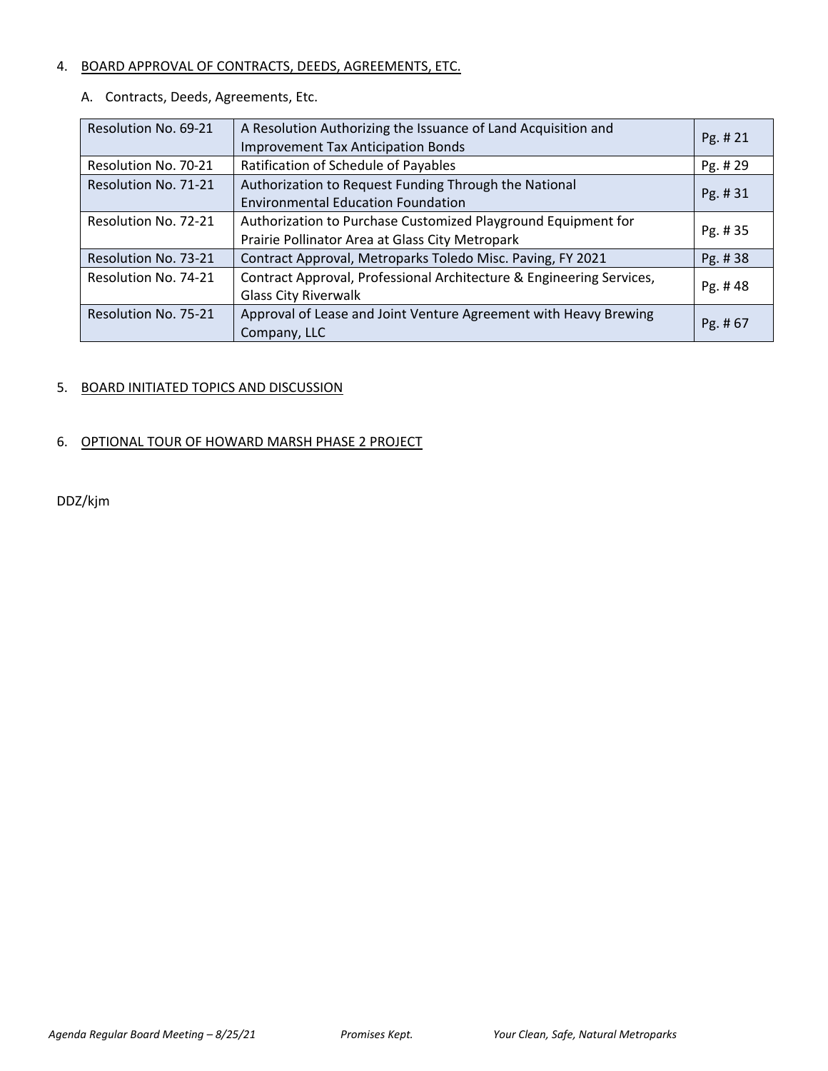4. BOARD APPROVAL OF CONTRACTS, DEEDS, AGREEMENTS, ETC.

   A. Contracts, Deeds, Agreements, Etc.

| | | |
|---|---|---|
| Resolution No. 69-21 | A Resolution Authorizing the Issuance of Land Acquisition and Improvement Tax Anticipation Bonds | Pg. # 21 |
| Resolution No. 70-21 | Ratification of Schedule of Payables | Pg. # 29 |
| Resolution No. 71-21 | Authorization to Request Funding Through the National Environmental Education Foundation | Pg. # 31 |
| Resolution No. 72-21 | Authorization to Purchase Customized Playground Equipment for Prairie Pollinator Area at Glass City Metropark | Pg. # 35 |
| Resolution No. 73-21 | Contract Approval, Metroparks Toledo Misc. Paving, FY 2021 | Pg. # 38 |
| Resolution No. 74-21 | Contract Approval, Professional Architecture & Engineering Services, Glass City Riverwalk | Pg. # 48 |
| Resolution No. 75-21 | Approval of Lease and Joint Venture Agreement with Heavy Brewing Company, LLC | Pg. # 67 |

5. BOARD INITIATED TOPICS AND DISCUSSION

6. OPTIONAL TOUR OF HOWARD MARSH PHASE 2 PROJECT

DDZ/kjm